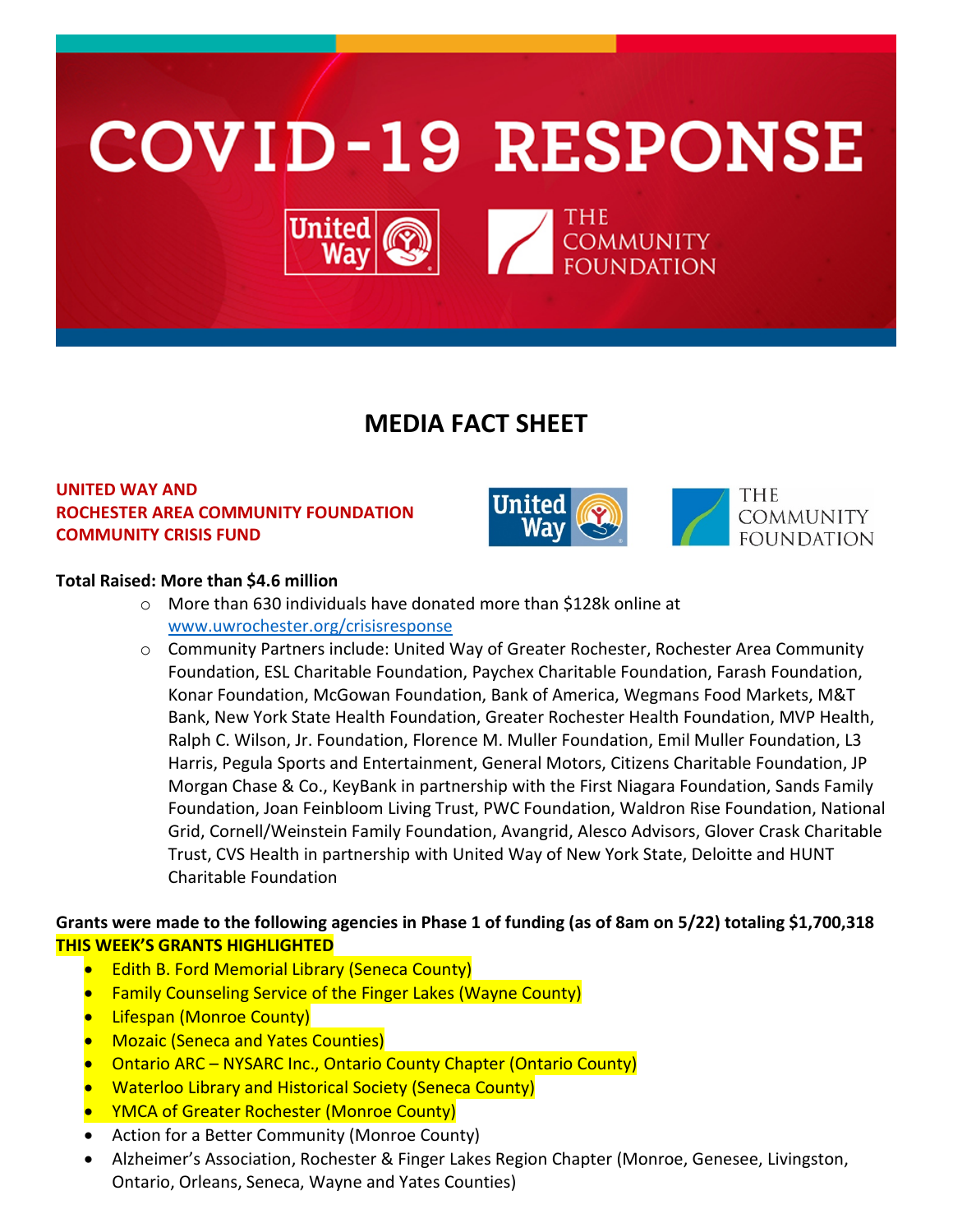# COVID-19 RESPONSE

## MEDIA FACT SHEET

**UNITED WAY AND**
**ROCHESTER AREA COMMUNITY FOUNDATION**
**COMMUNITY CRISIS FUND**

**Total Raised: More than $4.6 million**

- More than 630 individuals have donated more than $128k online at www.uwrochester.org/crisisresponse
- Community Partners include: United Way of Greater Rochester, Rochester Area Community Foundation, ESL Charitable Foundation, Paychex Charitable Foundation, Farash Foundation, Konar Foundation, McGowan Foundation, Bank of America, Wegmans Food Markets, M&T Bank, New York State Health Foundation, Greater Rochester Health Foundation, MVP Health, Ralph C. Wilson, Jr. Foundation, Florence M. Muller Foundation, Emil Muller Foundation, L3 Harris, Pegula Sports and Entertainment, General Motors, Citizens Charitable Foundation, JP Morgan Chase & Co., KeyBank in partnership with the First Niagara Foundation, Sands Family Foundation, Joan Feinbloom Living Trust, PWC Foundation, Waldron Rise Foundation, National Grid, Cornell/Weinstein Family Foundation, Avangrid, Alesco Advisors, Glover Crask Charitable Trust, CVS Health in partnership with United Way of New York State, Deloitte and HUNT Charitable Foundation

**Grants were made to the following agencies in Phase 1 of funding (as of 8am on 5/22) totaling $1,700,318**
**THIS WEEK'S GRANTS HIGHLIGHTED**

- Edith B. Ford Memorial Library (Seneca County)
- Family Counseling Service of the Finger Lakes (Wayne County)
- Lifespan (Monroe County)
- Mozaic (Seneca and Yates Counties)
- Ontario ARC – NYSARC Inc., Ontario County Chapter (Ontario County)
- Waterloo Library and Historical Society (Seneca County)
- YMCA of Greater Rochester (Monroe County)
- Action for a Better Community (Monroe County)
- Alzheimer's Association, Rochester & Finger Lakes Region Chapter (Monroe, Genesee, Livingston, Ontario, Orleans, Seneca, Wayne and Yates Counties)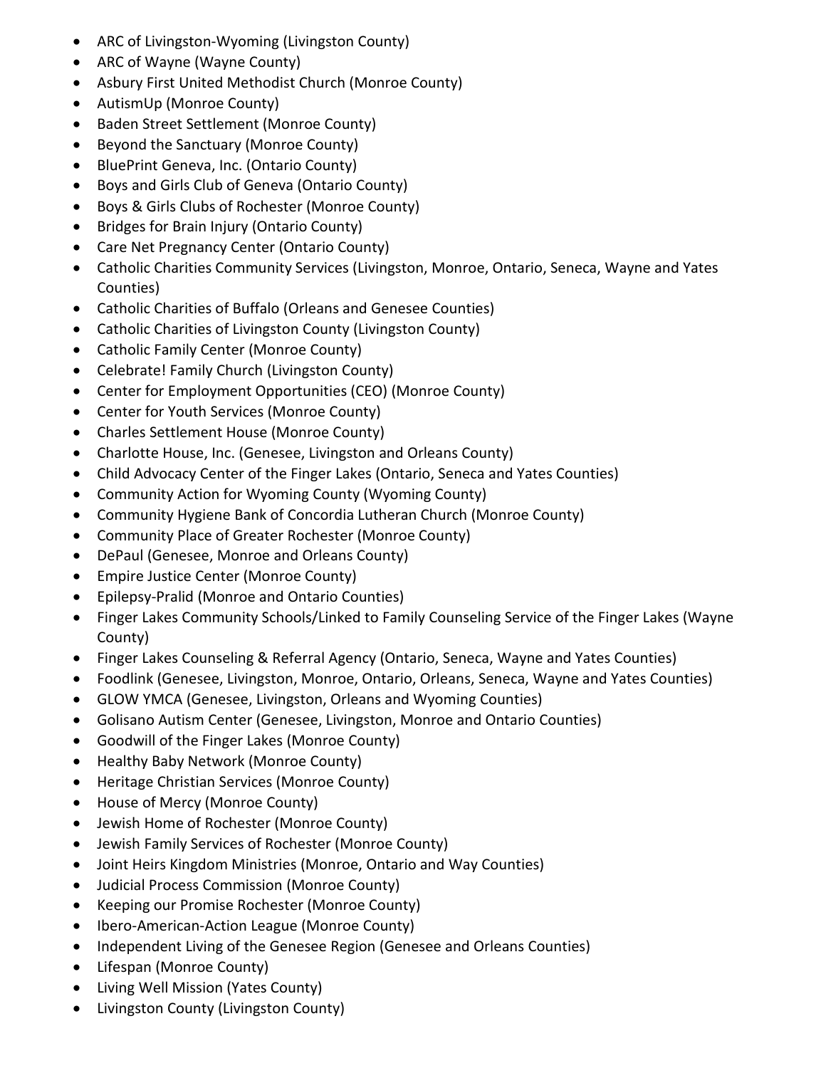- ARC of Livingston-Wyoming (Livingston County)
- ARC of Wayne (Wayne County)
- Asbury First United Methodist Church (Monroe County)
- AutismUp (Monroe County)
- Baden Street Settlement (Monroe County)
- Beyond the Sanctuary (Monroe County)
- BluePrint Geneva, Inc. (Ontario County)
- Boys and Girls Club of Geneva (Ontario County)
- Boys & Girls Clubs of Rochester (Monroe County)
- Bridges for Brain Injury (Ontario County)
- Care Net Pregnancy Center (Ontario County)
- Catholic Charities Community Services (Livingston, Monroe, Ontario, Seneca, Wayne and Yates Counties)
- Catholic Charities of Buffalo (Orleans and Genesee Counties)
- Catholic Charities of Livingston County (Livingston County)
- Catholic Family Center (Monroe County)
- Celebrate! Family Church (Livingston County)
- Center for Employment Opportunities (CEO) (Monroe County)
- Center for Youth Services (Monroe County)
- Charles Settlement House (Monroe County)
- Charlotte House, Inc. (Genesee, Livingston and Orleans County)
- Child Advocacy Center of the Finger Lakes (Ontario, Seneca and Yates Counties)
- Community Action for Wyoming County (Wyoming County)
- Community Hygiene Bank of Concordia Lutheran Church (Monroe County)
- Community Place of Greater Rochester (Monroe County)
- DePaul (Genesee, Monroe and Orleans County)
- Empire Justice Center (Monroe County)
- Epilepsy-Pralid (Monroe and Ontario Counties)
- Finger Lakes Community Schools/Linked to Family Counseling Service of the Finger Lakes (Wayne County)
- Finger Lakes Counseling & Referral Agency (Ontario, Seneca, Wayne and Yates Counties)
- Foodlink (Genesee, Livingston, Monroe, Ontario, Orleans, Seneca, Wayne and Yates Counties)
- GLOW YMCA (Genesee, Livingston, Orleans and Wyoming Counties)
- Golisano Autism Center (Genesee, Livingston, Monroe and Ontario Counties)
- Goodwill of the Finger Lakes (Monroe County)
- Healthy Baby Network (Monroe County)
- Heritage Christian Services (Monroe County)
- House of Mercy (Monroe County)
- Jewish Home of Rochester (Monroe County)
- Jewish Family Services of Rochester (Monroe County)
- Joint Heirs Kingdom Ministries (Monroe, Ontario and Way Counties)
- Judicial Process Commission (Monroe County)
- Keeping our Promise Rochester (Monroe County)
- Ibero-American-Action League (Monroe County)
- Independent Living of the Genesee Region (Genesee and Orleans Counties)
- Lifespan (Monroe County)
- Living Well Mission (Yates County)
- Livingston County (Livingston County)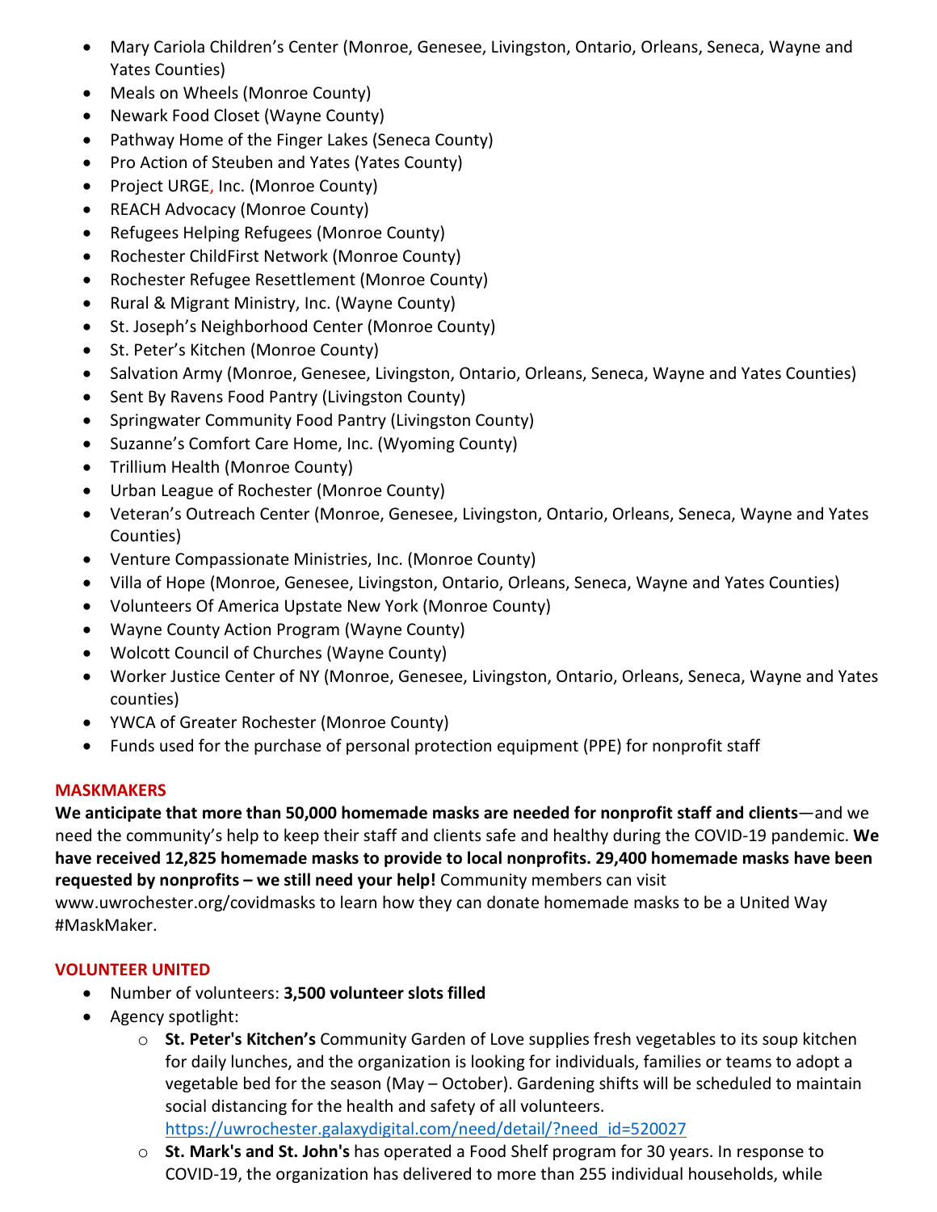- Mary Cariola Children's Center (Monroe, Genesee, Livingston, Ontario, Orleans, Seneca, Wayne and Yates Counties)
- Meals on Wheels (Monroe County)
- Newark Food Closet (Wayne County)
- Pathway Home of the Finger Lakes (Seneca County)
- Pro Action of Steuben and Yates (Yates County)
- Project URGE, Inc. (Monroe County)
- REACH Advocacy (Monroe County)
- Refugees Helping Refugees (Monroe County)
- Rochester ChildFirst Network (Monroe County)
- Rochester Refugee Resettlement (Monroe County)
- Rural & Migrant Ministry, Inc. (Wayne County)
- St. Joseph's Neighborhood Center (Monroe County)
- St. Peter's Kitchen (Monroe County)
- Salvation Army (Monroe, Genesee, Livingston, Ontario, Orleans, Seneca, Wayne and Yates Counties)
- Sent By Ravens Food Pantry (Livingston County)
- Springwater Community Food Pantry (Livingston County)
- Suzanne's Comfort Care Home, Inc. (Wyoming County)
- Trillium Health (Monroe County)
- Urban League of Rochester (Monroe County)
- Veteran's Outreach Center (Monroe, Genesee, Livingston, Ontario, Orleans, Seneca, Wayne and Yates Counties)
- Venture Compassionate Ministries, Inc. (Monroe County)
- Villa of Hope (Monroe, Genesee, Livingston, Ontario, Orleans, Seneca, Wayne and Yates Counties)
- Volunteers Of America Upstate New York (Monroe County)
- Wayne County Action Program (Wayne County)
- Wolcott Council of Churches (Wayne County)
- Worker Justice Center of NY (Monroe, Genesee, Livingston, Ontario, Orleans, Seneca, Wayne and Yates counties)
- YWCA of Greater Rochester (Monroe County)
- Funds used for the purchase of personal protection equipment (PPE) for nonprofit staff

## MASKMAKERS

**We anticipate that more than 50,000 homemade masks are needed for nonprofit staff and clients**—and we need the community's help to keep their staff and clients safe and healthy during the COVID-19 pandemic. **We have received 12,825 homemade masks to provide to local nonprofits. 29,400 homemade masks have been requested by nonprofits – we still need your help!** Community members can visit www.uwrochester.org/covidmasks to learn how they can donate homemade masks to be a United Way #MaskMaker.

## VOLUNTEER UNITED

- Number of volunteers: **3,500 volunteer slots filled**
- Agency spotlight:
  - **St. Peter's Kitchen's** Community Garden of Love supplies fresh vegetables to its soup kitchen for daily lunches, and the organization is looking for individuals, families or teams to adopt a vegetable bed for the season (May – October). Gardening shifts will be scheduled to maintain social distancing for the health and safety of all volunteers. https://uwrochester.galaxydigital.com/need/detail/?need_id=520027
  - **St. Mark's and St. John's** has operated a Food Shelf program for 30 years. In response to COVID-19, the organization has delivered to more than 255 individual households, while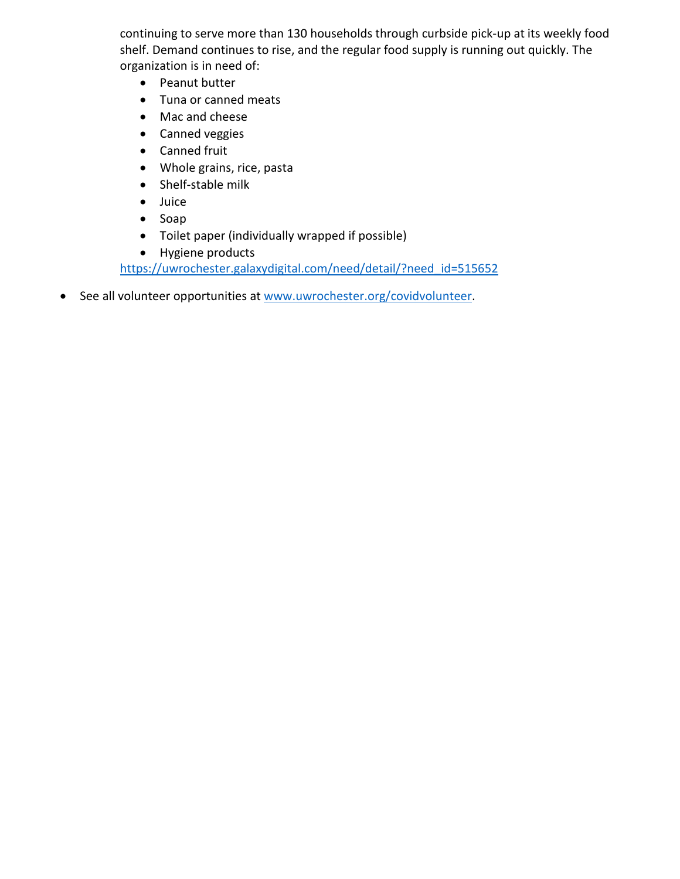continuing to serve more than 130 households through curbside pick-up at its weekly food shelf. Demand continues to rise, and the regular food supply is running out quickly. The organization is in need of:

- Peanut butter
- Tuna or canned meats
- Mac and cheese
- Canned veggies
- Canned fruit
- Whole grains, rice, pasta
- Shelf-stable milk
- Juice
- Soap
- Toilet paper (individually wrapped if possible)
- Hygiene products

https://uwrochester.galaxydigital.com/need/detail/?need_id=515652

- See all volunteer opportunities at www.uwrochester.org/covidvolunteer.